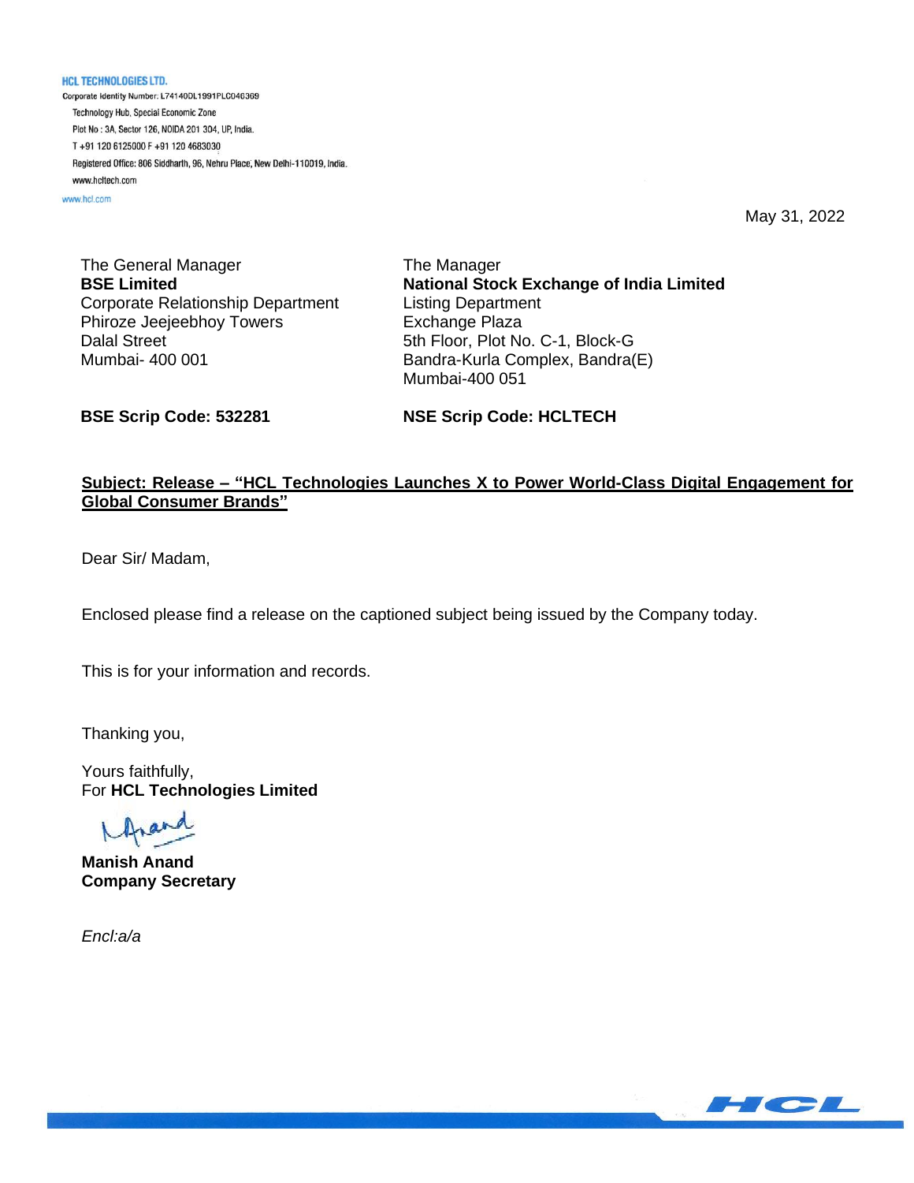**HCL TECHNOLOGIES LTD.**

Corporate Identity Number: L74140DL1991PLC046369

Technology Hub, Special Economic Zone

Plot No : 3A, Sector 126, NOIDA 201 304, UP, India.

T +91 120 6125000 F +91 120 4683030

Registered Office: 806 Siddharth, 96, Nehru Place, New Delhi-110019, India.

www.hcltech.com

www.hcl.com

May 31, 2022

The General Manager
**BSE Limited**
Corporate Relationship Department
Phiroze Jeejeebhoy Towers
Dalal Street
Mumbai- 400 001

The Manager
**National Stock Exchange of India Limited**
Listing Department
Exchange Plaza
5th Floor, Plot No. C-1, Block-G
Bandra-Kurla Complex, Bandra(E)
Mumbai-400 051

**BSE Scrip Code: 532281**

**NSE Scrip Code: HCLTECH**

**Subject: Release – "HCL Technologies Launches X to Power World-Class Digital Engagement for Global Consumer Brands"**

Dear Sir/ Madam,

Enclosed please find a release on the captioned subject being issued by the Company today.

This is for your information and records.

Thanking you,

Yours faithfully,
For **HCL Technologies Limited**

**Manish Anand**
**Company Secretary**

*Encl:a/a*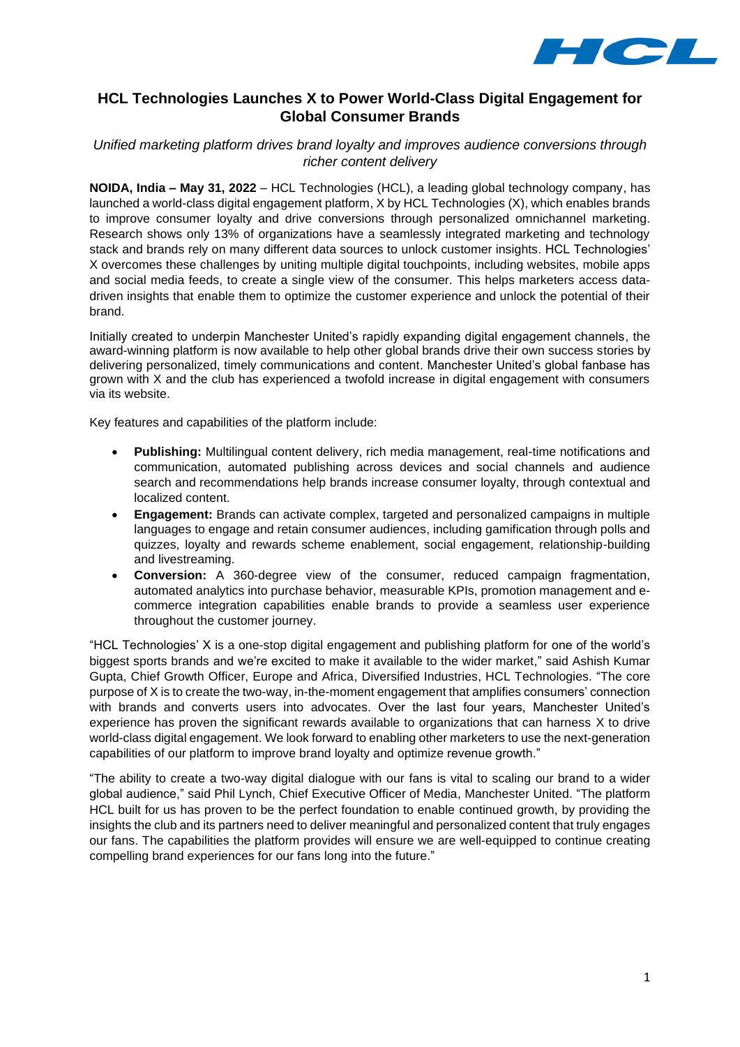# HCL Technologies Launches X to Power World-Class Digital Engagement for Global Consumer Brands

*Unified marketing platform drives brand loyalty and improves audience conversions through richer content delivery*

**NOIDA, India – May 31, 2022** – HCL Technologies (HCL), a leading global technology company, has launched a world-class digital engagement platform, X by HCL Technologies (X), which enables brands to improve consumer loyalty and drive conversions through personalized omnichannel marketing. Research shows only 13% of organizations have a seamlessly integrated marketing and technology stack and brands rely on many different data sources to unlock customer insights. HCL Technologies' X overcomes these challenges by uniting multiple digital touchpoints, including websites, mobile apps and social media feeds, to create a single view of the consumer. This helps marketers access data-driven insights that enable them to optimize the customer experience and unlock the potential of their brand.

Initially created to underpin Manchester United's rapidly expanding digital engagement channels, the award-winning platform is now available to help other global brands drive their own success stories by delivering personalized, timely communications and content. Manchester United's global fanbase has grown with X and the club has experienced a twofold increase in digital engagement with consumers via its website.

Key features and capabilities of the platform include:

- **Publishing:** Multilingual content delivery, rich media management, real-time notifications and communication, automated publishing across devices and social channels and audience search and recommendations help brands increase consumer loyalty, through contextual and localized content.
- **Engagement:** Brands can activate complex, targeted and personalized campaigns in multiple languages to engage and retain consumer audiences, including gamification through polls and quizzes, loyalty and rewards scheme enablement, social engagement, relationship-building and livestreaming.
- **Conversion:** A 360-degree view of the consumer, reduced campaign fragmentation, automated analytics into purchase behavior, measurable KPIs, promotion management and e-commerce integration capabilities enable brands to provide a seamless user experience throughout the customer journey.

"HCL Technologies' X is a one-stop digital engagement and publishing platform for one of the world's biggest sports brands and we're excited to make it available to the wider market," said Ashish Kumar Gupta, Chief Growth Officer, Europe and Africa, Diversified Industries, HCL Technologies. "The core purpose of X is to create the two-way, in-the-moment engagement that amplifies consumers' connection with brands and converts users into advocates. Over the last four years, Manchester United's experience has proven the significant rewards available to organizations that can harness X to drive world-class digital engagement. We look forward to enabling other marketers to use the next-generation capabilities of our platform to improve brand loyalty and optimize revenue growth."

"The ability to create a two-way digital dialogue with our fans is vital to scaling our brand to a wider global audience," said Phil Lynch, Chief Executive Officer of Media, Manchester United. "The platform HCL built for us has proven to be the perfect foundation to enable continued growth, by providing the insights the club and its partners need to deliver meaningful and personalized content that truly engages our fans. The capabilities the platform provides will ensure we are well-equipped to continue creating compelling brand experiences for our fans long into the future."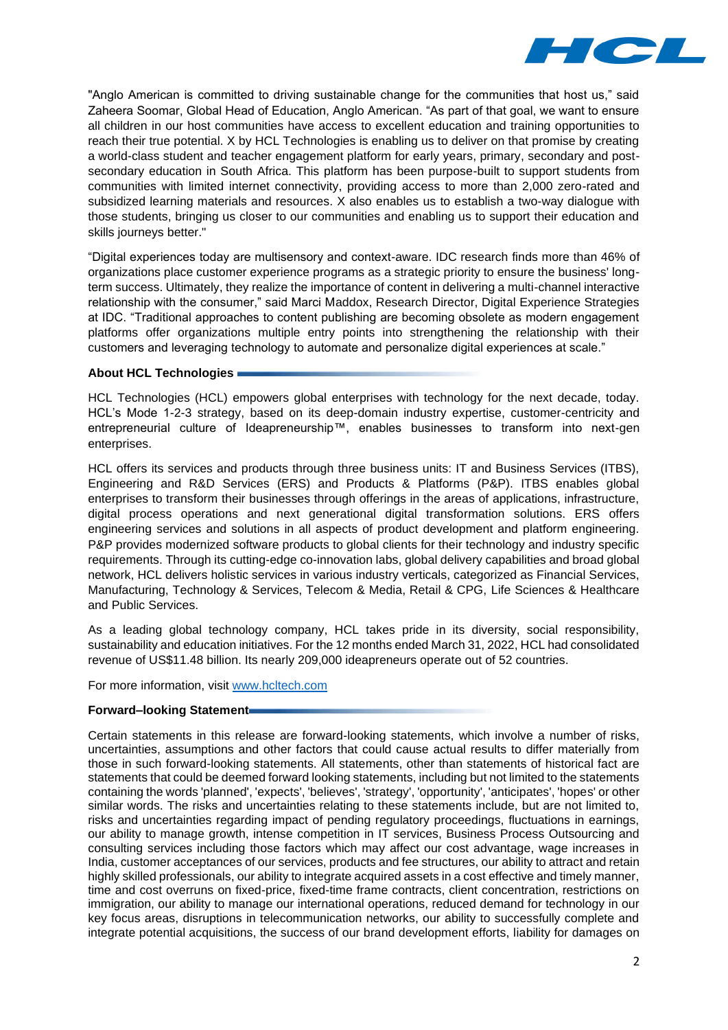"Anglo American is committed to driving sustainable change for the communities that host us," said Zaheera Soomar, Global Head of Education, Anglo American. "As part of that goal, we want to ensure all children in our host communities have access to excellent education and training opportunities to reach their true potential. X by HCL Technologies is enabling us to deliver on that promise by creating a world-class student and teacher engagement platform for early years, primary, secondary and post-secondary education in South Africa. This platform has been purpose-built to support students from communities with limited internet connectivity, providing access to more than 2,000 zero-rated and subsidized learning materials and resources. X also enables us to establish a two-way dialogue with those students, bringing us closer to our communities and enabling us to support their education and skills journeys better."

"Digital experiences today are multisensory and context-aware. IDC research finds more than 46% of organizations place customer experience programs as a strategic priority to ensure the business' long-term success. Ultimately, they realize the importance of content in delivering a multi-channel interactive relationship with the consumer," said Marci Maddox, Research Director, Digital Experience Strategies at IDC. "Traditional approaches to content publishing are becoming obsolete as modern engagement platforms offer organizations multiple entry points into strengthening the relationship with their customers and leveraging technology to automate and personalize digital experiences at scale."

**About HCL Technologies**

HCL Technologies (HCL) empowers global enterprises with technology for the next decade, today. HCL's Mode 1-2-3 strategy, based on its deep-domain industry expertise, customer-centricity and entrepreneurial culture of Ideapreneurship™, enables businesses to transform into next-gen enterprises.

HCL offers its services and products through three business units: IT and Business Services (ITBS), Engineering and R&D Services (ERS) and Products & Platforms (P&P). ITBS enables global enterprises to transform their businesses through offerings in the areas of applications, infrastructure, digital process operations and next generational digital transformation solutions. ERS offers engineering services and solutions in all aspects of product development and platform engineering. P&P provides modernized software products to global clients for their technology and industry specific requirements. Through its cutting-edge co-innovation labs, global delivery capabilities and broad global network, HCL delivers holistic services in various industry verticals, categorized as Financial Services, Manufacturing, Technology & Services, Telecom & Media, Retail & CPG, Life Sciences & Healthcare and Public Services.

As a leading global technology company, HCL takes pride in its diversity, social responsibility, sustainability and education initiatives. For the 12 months ended March 31, 2022, HCL had consolidated revenue of US$11.48 billion. Its nearly 209,000 ideapreneurs operate out of 52 countries.

For more information, visit www.hcltech.com

**Forward–looking Statement**

Certain statements in this release are forward-looking statements, which involve a number of risks, uncertainties, assumptions and other factors that could cause actual results to differ materially from those in such forward-looking statements. All statements, other than statements of historical fact are statements that could be deemed forward looking statements, including but not limited to the statements containing the words 'planned', 'expects', 'believes', 'strategy', 'opportunity', 'anticipates', 'hopes' or other similar words. The risks and uncertainties relating to these statements include, but are not limited to, risks and uncertainties regarding impact of pending regulatory proceedings, fluctuations in earnings, our ability to manage growth, intense competition in IT services, Business Process Outsourcing and consulting services including those factors which may affect our cost advantage, wage increases in India, customer acceptances of our services, products and fee structures, our ability to attract and retain highly skilled professionals, our ability to integrate acquired assets in a cost effective and timely manner, time and cost overruns on fixed-price, fixed-time frame contracts, client concentration, restrictions on immigration, our ability to manage our international operations, reduced demand for technology in our key focus areas, disruptions in telecommunication networks, our ability to successfully complete and integrate potential acquisitions, the success of our brand development efforts, liability for damages on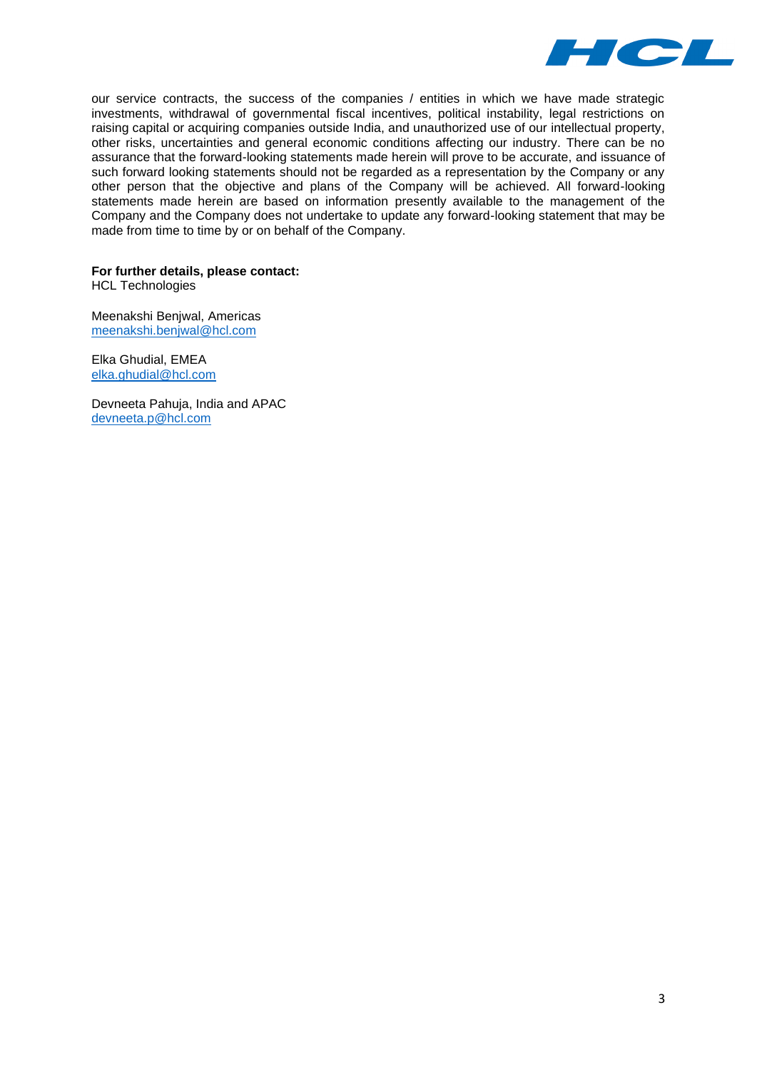our service contracts, the success of the companies / entities in which we have made strategic investments, withdrawal of governmental fiscal incentives, political instability, legal restrictions on raising capital or acquiring companies outside India, and unauthorized use of our intellectual property, other risks, uncertainties and general economic conditions affecting our industry. There can be no assurance that the forward-looking statements made herein will prove to be accurate, and issuance of such forward looking statements should not be regarded as a representation by the Company or any other person that the objective and plans of the Company will be achieved. All forward-looking statements made herein are based on information presently available to the management of the Company and the Company does not undertake to update any forward-looking statement that may be made from time to time by or on behalf of the Company.

**For further details, please contact:**
HCL Technologies

Meenakshi Benjwal, Americas
meenakshi.benjwal@hcl.com

Elka Ghudial, EMEA
elka.ghudial@hcl.com

Devneeta Pahuja, India and APAC
devneeta.p@hcl.com